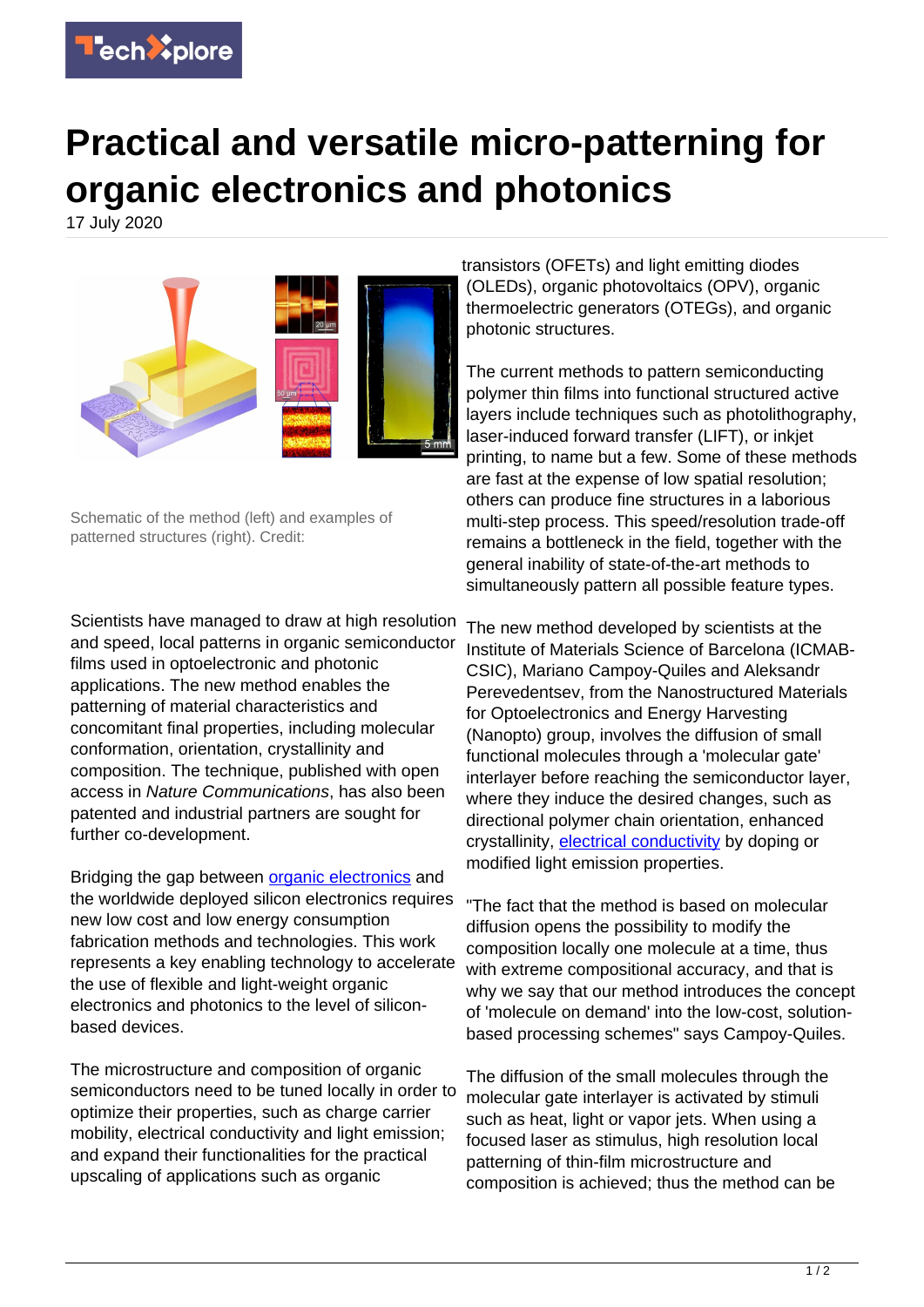# Practical and versatile micro-patterning for organic electronics and photonics

17 July 2020

Schematic of the method (left) and examples of patterned structures (right). Credit:

Scientists have managed to draw at high resolution and speed, local patterns in organic semiconductor films used in optoelectronic and photonic applications. The new method enables the patterning of material characteristics and concomitant final properties, including molecular conformation, orientation, crystallinity and composition. The technique, published with open access in *Nature Communications*, has also been patented and industrial partners are sought for further co-development.

Bridging the gap between organic electronics and the worldwide deployed silicon electronics requires new low cost and low energy consumption fabrication methods and technologies. This work represents a key enabling technology to accelerate the use of flexible and light-weight organic electronics and photonics to the level of silicon-based devices.

The microstructure and composition of organic semiconductors need to be tuned locally in order to optimize their properties, such as charge carrier mobility, electrical conductivity and light emission; and expand their functionalities for the practical upscaling of applications such as organic transistors (OFETs) and light emitting diodes (OLEDs), organic photovoltaics (OPV), organic thermoelectric generators (OTEGs), and organic photonic structures.

The current methods to pattern semiconducting polymer thin films into functional structured active layers include techniques such as photolithography, laser-induced forward transfer (LIFT), or inkjet printing, to name but a few. Some of these methods are fast at the expense of low spatial resolution; others can produce fine structures in a laborious multi-step process. This speed/resolution trade-off remains a bottleneck in the field, together with the general inability of state-of-the-art methods to simultaneously pattern all possible feature types.

The new method developed by scientists at the Institute of Materials Science of Barcelona (ICMAB-CSIC), Mariano Campoy-Quiles and Aleksandr Perevedentsev, from the Nanostructured Materials for Optoelectronics and Energy Harvesting (Nanopto) group, involves the diffusion of small functional molecules through a 'molecular gate' interlayer before reaching the semiconductor layer, where they induce the desired changes, such as directional polymer chain orientation, enhanced crystallinity, electrical conductivity by doping or modified light emission properties.

"The fact that the method is based on molecular diffusion opens the possibility to modify the composition locally one molecule at a time, thus with extreme compositional accuracy, and that is why we say that our method introduces the concept of 'molecule on demand' into the low-cost, solution-based processing schemes" says Campoy-Quiles.

The diffusion of the small molecules through the molecular gate interlayer is activated by stimuli such as heat, light or vapor jets. When using a focused laser as stimulus, high resolution local patterning of thin-film microstructure and composition is achieved; thus the method can be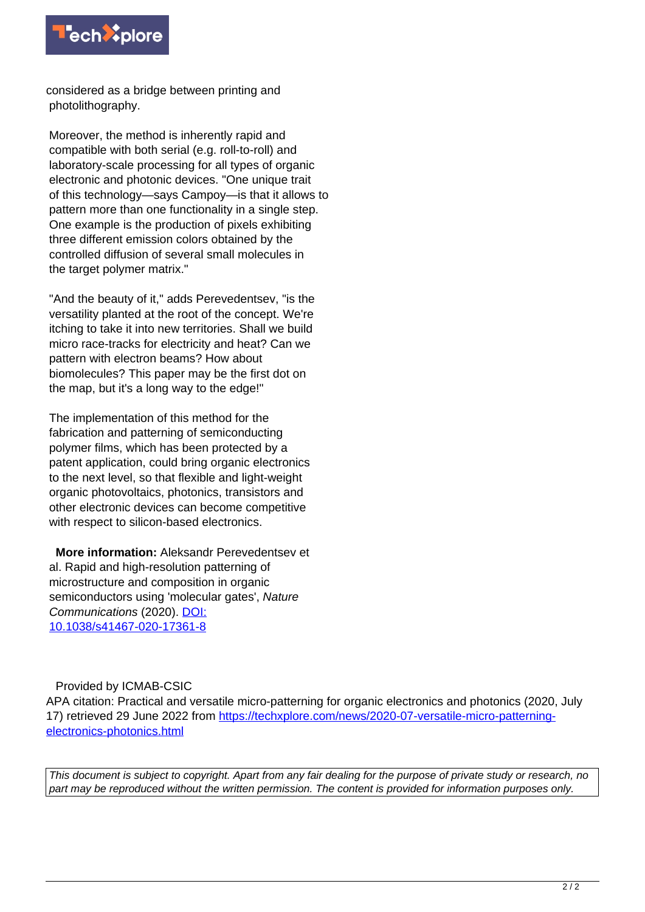considered as a bridge between printing and photolithography.

Moreover, the method is inherently rapid and compatible with both serial (e.g. roll-to-roll) and laboratory-scale processing for all types of organic electronic and photonic devices. "One unique trait of this technology—says Campoy—is that it allows to pattern more than one functionality in a single step. One example is the production of pixels exhibiting three different emission colors obtained by the controlled diffusion of several small molecules in the target polymer matrix."

"And the beauty of it," adds Perevedentsev, "is the versatility planted at the root of the concept. We're itching to take it into new territories. Shall we build micro race-tracks for electricity and heat? Can we pattern with electron beams? How about biomolecules? This paper may be the first dot on the map, but it's a long way to the edge!"

The implementation of this method for the fabrication and patterning of semiconducting polymer films, which has been protected by a patent application, could bring organic electronics to the next level, so that flexible and light-weight organic photovoltaics, photonics, transistors and other electronic devices can become competitive with respect to silicon-based electronics.

**More information:** Aleksandr Perevedentsev et al. Rapid and high-resolution patterning of microstructure and composition in organic semiconductors using 'molecular gates', *Nature Communications* (2020). [DOI: 10.1038/s41467-020-17361-8](https://dx.doi.org/10.1038/s41467-020-17361-8)

Provided by ICMAB-CSIC

APA citation: Practical and versatile micro-patterning for organic electronics and photonics (2020, July 17) retrieved 29 June 2022 from [https://techxplore.com/news/2020-07-versatile-micro-patterning-electronics-photonics.html](https://techxplore.com/news/2020-07-versatile-micro-patterning-electronics-photonics.html)

*This document is subject to copyright. Apart from any fair dealing for the purpose of private study or research, no part may be reproduced without the written permission. The content is provided for information purposes only.*